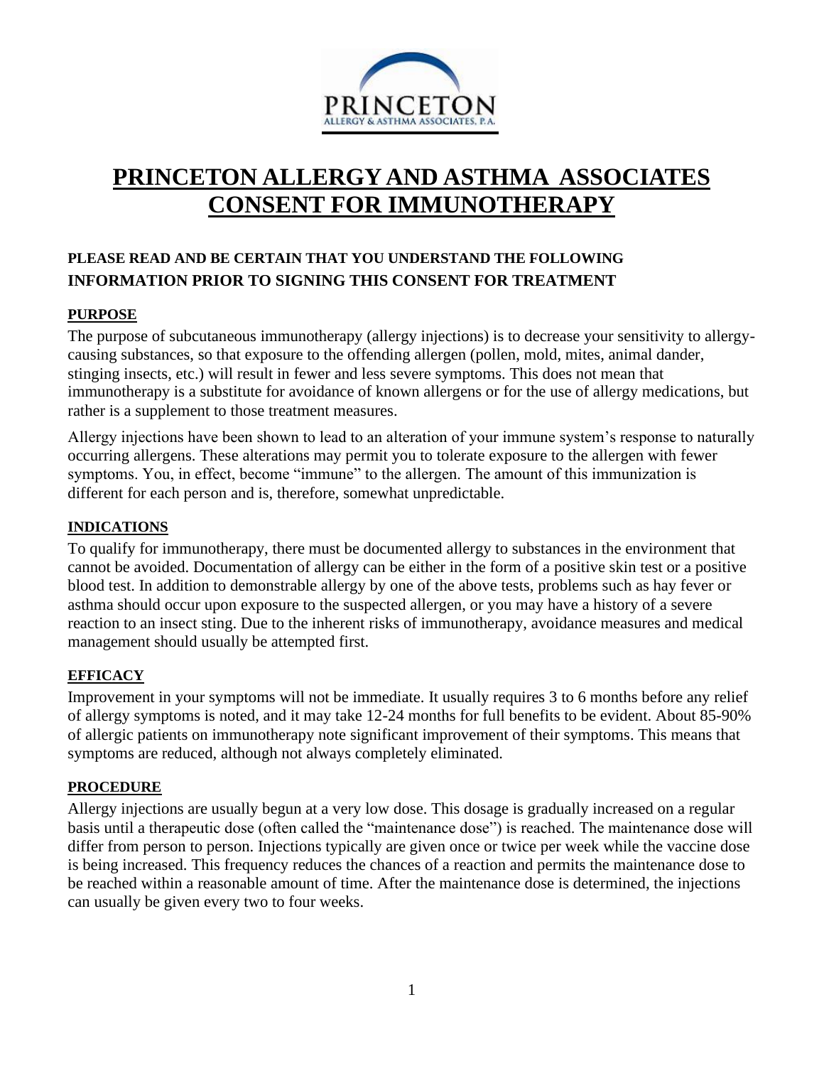# PRINCETON ALLERGY AND ASTHMA ASSOCIATES CONSENT FOR IMMUNOTHERAPY

**PLEASE READ AND BE CERTAIN THAT YOU UNDERSTAND THE FOLLOWING INFORMATION PRIOR TO SIGNING THIS CONSENT FOR TREATMENT**

## PURPOSE

The purpose of subcutaneous immunotherapy (allergy injections) is to decrease your sensitivity to allergy-causing substances, so that exposure to the offending allergen (pollen, mold, mites, animal dander, stinging insects, etc.) will result in fewer and less severe symptoms. This does not mean that immunotherapy is a substitute for avoidance of known allergens or for the use of allergy medications, but rather is a supplement to those treatment measures.

Allergy injections have been shown to lead to an alteration of your immune system's response to naturally occurring allergens. These alterations may permit you to tolerate exposure to the allergen with fewer symptoms. You, in effect, become "immune" to the allergen. The amount of this immunization is different for each person and is, therefore, somewhat unpredictable.

## INDICATIONS

To qualify for immunotherapy, there must be documented allergy to substances in the environment that cannot be avoided. Documentation of allergy can be either in the form of a positive skin test or a positive blood test. In addition to demonstrable allergy by one of the above tests, problems such as hay fever or asthma should occur upon exposure to the suspected allergen, or you may have a history of a severe reaction to an insect sting. Due to the inherent risks of immunotherapy, avoidance measures and medical management should usually be attempted first.

## EFFICACY

Improvement in your symptoms will not be immediate. It usually requires 3 to 6 months before any relief of allergy symptoms is noted, and it may take 12-24 months for full benefits to be evident. About 85-90% of allergic patients on immunotherapy note significant improvement of their symptoms. This means that symptoms are reduced, although not always completely eliminated.

## PROCEDURE

Allergy injections are usually begun at a very low dose. This dosage is gradually increased on a regular basis until a therapeutic dose (often called the "maintenance dose") is reached. The maintenance dose will differ from person to person. Injections typically are given once or twice per week while the vaccine dose is being increased. This frequency reduces the chances of a reaction and permits the maintenance dose to be reached within a reasonable amount of time. After the maintenance dose is determined, the injections can usually be given every two to four weeks.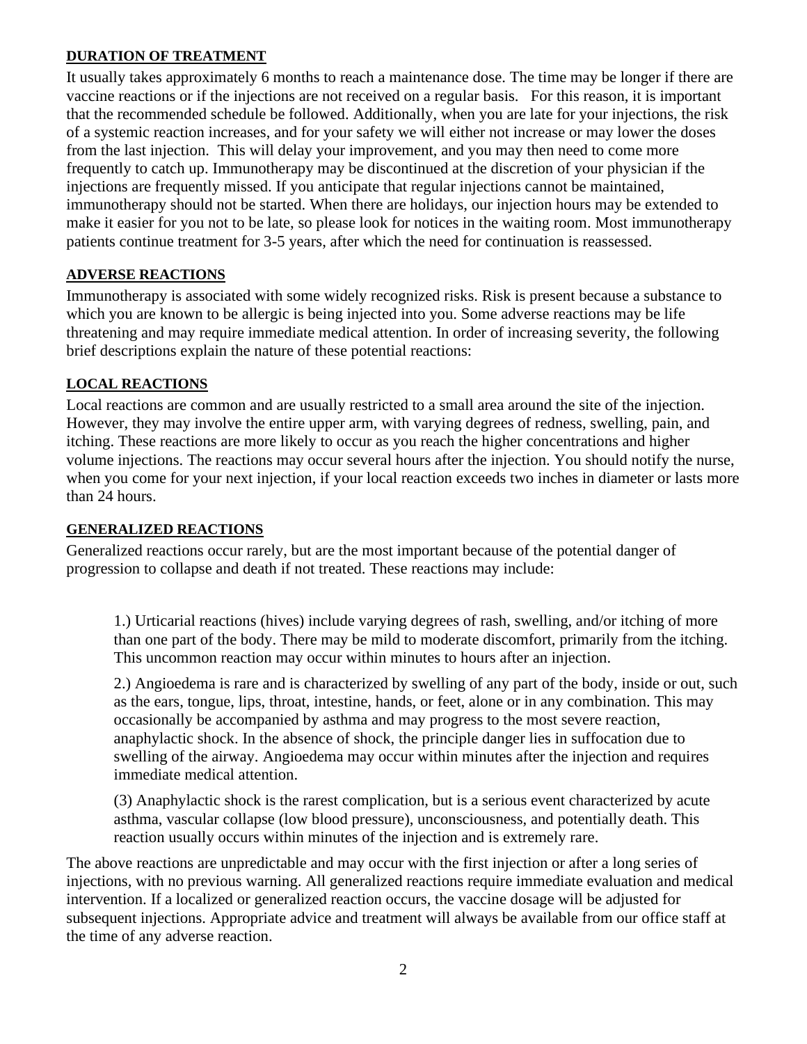## DURATION OF TREATMENT

It usually takes approximately 6 months to reach a maintenance dose. The time may be longer if there are vaccine reactions or if the injections are not received on a regular basis. For this reason, it is important that the recommended schedule be followed. Additionally, when you are late for your injections, the risk of a systemic reaction increases, and for your safety we will either not increase or may lower the doses from the last injection. This will delay your improvement, and you may then need to come more frequently to catch up. Immunotherapy may be discontinued at the discretion of your physician if the injections are frequently missed. If you anticipate that regular injections cannot be maintained, immunotherapy should not be started. When there are holidays, our injection hours may be extended to make it easier for you not to be late, so please look for notices in the waiting room. Most immunotherapy patients continue treatment for 3-5 years, after which the need for continuation is reassessed.

## ADVERSE REACTIONS

Immunotherapy is associated with some widely recognized risks. Risk is present because a substance to which you are known to be allergic is being injected into you. Some adverse reactions may be life threatening and may require immediate medical attention. In order of increasing severity, the following brief descriptions explain the nature of these potential reactions:

## LOCAL REACTIONS

Local reactions are common and are usually restricted to a small area around the site of the injection. However, they may involve the entire upper arm, with varying degrees of redness, swelling, pain, and itching. These reactions are more likely to occur as you reach the higher concentrations and higher volume injections. The reactions may occur several hours after the injection. You should notify the nurse, when you come for your next injection, if your local reaction exceeds two inches in diameter or lasts more than 24 hours.

## GENERALIZED REACTIONS

Generalized reactions occur rarely, but are the most important because of the potential danger of progression to collapse and death if not treated. These reactions may include:

1.) Urticarial reactions (hives) include varying degrees of rash, swelling, and/or itching of more than one part of the body. There may be mild to moderate discomfort, primarily from the itching. This uncommon reaction may occur within minutes to hours after an injection.

2.) Angioedema is rare and is characterized by swelling of any part of the body, inside or out, such as the ears, tongue, lips, throat, intestine, hands, or feet, alone or in any combination. This may occasionally be accompanied by asthma and may progress to the most severe reaction, anaphylactic shock. In the absence of shock, the principle danger lies in suffocation due to swelling of the airway. Angioedema may occur within minutes after the injection and requires immediate medical attention.

(3) Anaphylactic shock is the rarest complication, but is a serious event characterized by acute asthma, vascular collapse (low blood pressure), unconsciousness, and potentially death. This reaction usually occurs within minutes of the injection and is extremely rare.

The above reactions are unpredictable and may occur with the first injection or after a long series of injections, with no previous warning. All generalized reactions require immediate evaluation and medical intervention. If a localized or generalized reaction occurs, the vaccine dosage will be adjusted for subsequent injections. Appropriate advice and treatment will always be available from our office staff at the time of any adverse reaction.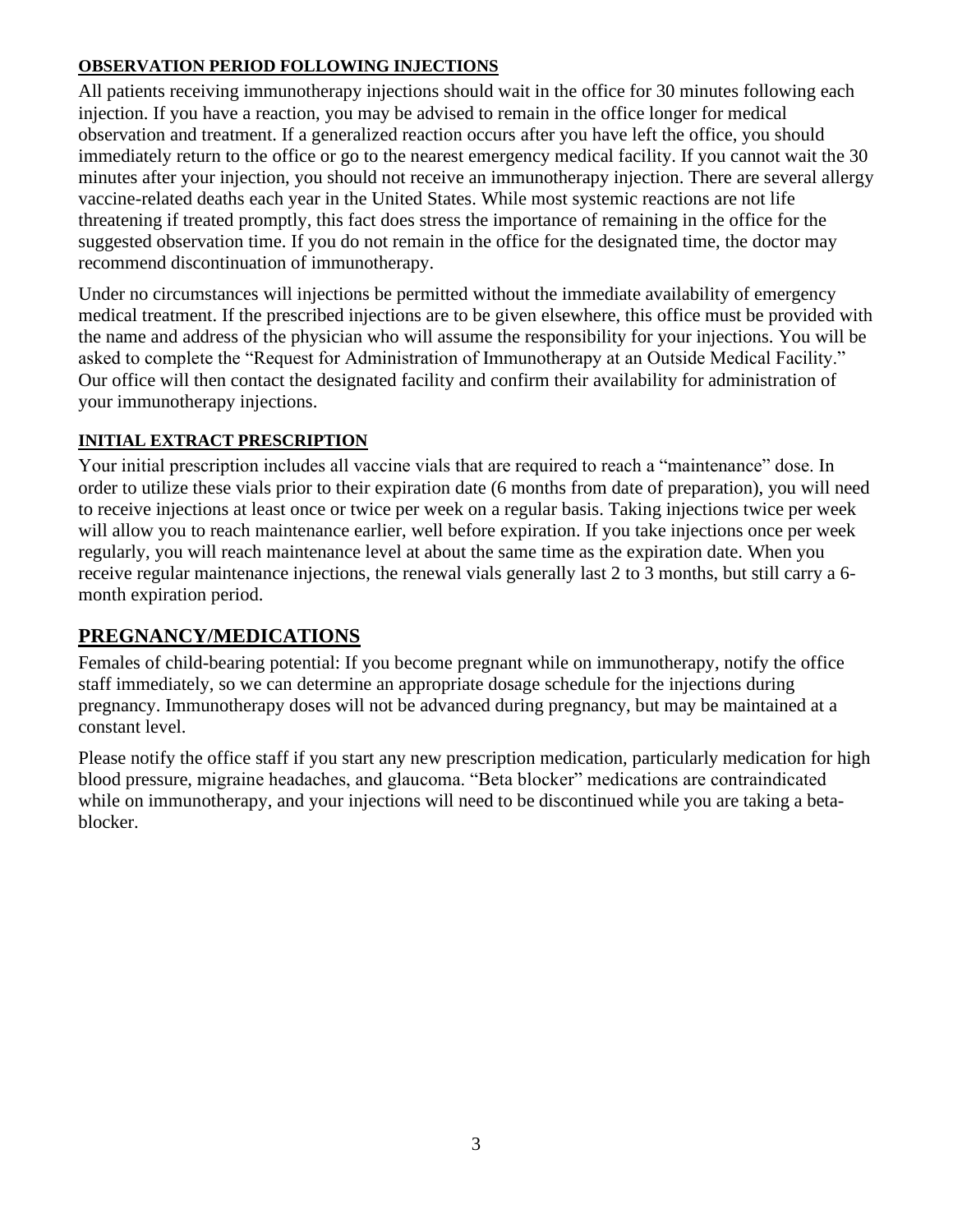### OBSERVATION PERIOD FOLLOWING INJECTIONS

All patients receiving immunotherapy injections should wait in the office for 30 minutes following each injection. If you have a reaction, you may be advised to remain in the office longer for medical observation and treatment. If a generalized reaction occurs after you have left the office, you should immediately return to the office or go to the nearest emergency medical facility. If you cannot wait the 30 minutes after your injection, you should not receive an immunotherapy injection. There are several allergy vaccine-related deaths each year in the United States. While most systemic reactions are not life threatening if treated promptly, this fact does stress the importance of remaining in the office for the suggested observation time. If you do not remain in the office for the designated time, the doctor may recommend discontinuation of immunotherapy.

Under no circumstances will injections be permitted without the immediate availability of emergency medical treatment. If the prescribed injections are to be given elsewhere, this office must be provided with the name and address of the physician who will assume the responsibility for your injections. You will be asked to complete the "Request for Administration of Immunotherapy at an Outside Medical Facility." Our office will then contact the designated facility and confirm their availability for administration of your immunotherapy injections.

### INITIAL EXTRACT PRESCRIPTION

Your initial prescription includes all vaccine vials that are required to reach a "maintenance" dose. In order to utilize these vials prior to their expiration date (6 months from date of preparation), you will need to receive injections at least once or twice per week on a regular basis. Taking injections twice per week will allow you to reach maintenance earlier, well before expiration. If you take injections once per week regularly, you will reach maintenance level at about the same time as the expiration date. When you receive regular maintenance injections, the renewal vials generally last 2 to 3 months, but still carry a 6-month expiration period.

## PREGNANCY/MEDICATIONS

Females of child-bearing potential: If you become pregnant while on immunotherapy, notify the office staff immediately, so we can determine an appropriate dosage schedule for the injections during pregnancy. Immunotherapy doses will not be advanced during pregnancy, but may be maintained at a constant level.

Please notify the office staff if you start any new prescription medication, particularly medication for high blood pressure, migraine headaches, and glaucoma. "Beta blocker" medications are contraindicated while on immunotherapy, and your injections will need to be discontinued while you are taking a beta-blocker.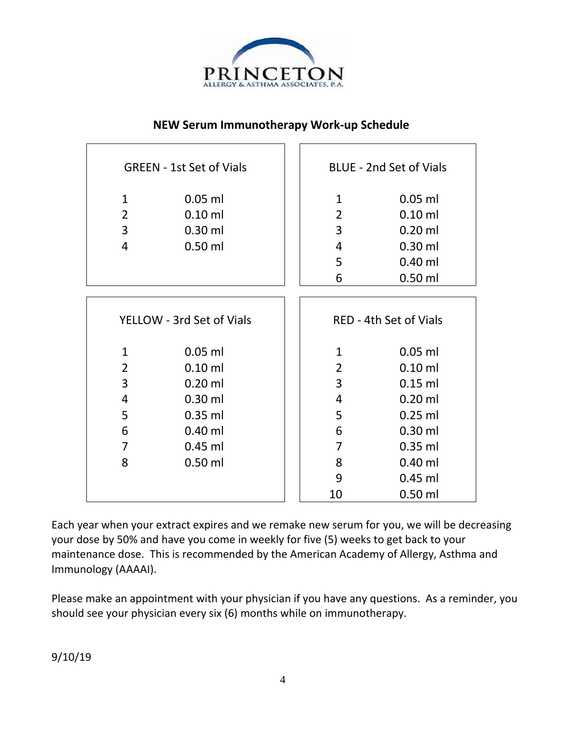PRINCETON
ALLERGY & ASTHMA ASSOCIATES, P.A.

## NEW Serum Immunotherapy Work-up Schedule

| GREEN - 1st Set of Vials | |
|---|---|
| 1 | 0.05 ml |
| 2 | 0.10 ml |
| 3 | 0.30 ml |
| 4 | 0.50 ml |

| BLUE - 2nd Set of Vials | |
|---|---|
| 1 | 0.05 ml |
| 2 | 0.10 ml |
| 3 | 0.20 ml |
| 4 | 0.30 ml |
| 5 | 0.40 ml |
| 6 | 0.50 ml |

| YELLOW - 3rd Set of Vials | |
|---|---|
| 1 | 0.05 ml |
| 2 | 0.10 ml |
| 3 | 0.20 ml |
| 4 | 0.30 ml |
| 5 | 0.35 ml |
| 6 | 0.40 ml |
| 7 | 0.45 ml |
| 8 | 0.50 ml |

| RED - 4th Set of Vials | |
|---|---|
| 1 | 0.05 ml |
| 2 | 0.10 ml |
| 3 | 0.15 ml |
| 4 | 0.20 ml |
| 5 | 0.25 ml |
| 6 | 0.30 ml |
| 7 | 0.35 ml |
| 8 | 0.40 ml |
| 9 | 0.45 ml |
| 10 | 0.50 ml |

Each year when your extract expires and we remake new serum for you, we will be decreasing your dose by 50% and have you come in weekly for five (5) weeks to get back to your maintenance dose. This is recommended by the American Academy of Allergy, Asthma and Immunology (AAAAI).

Please make an appointment with your physician if you have any questions. As a reminder, you should see your physician every six (6) months while on immunotherapy.

9/10/19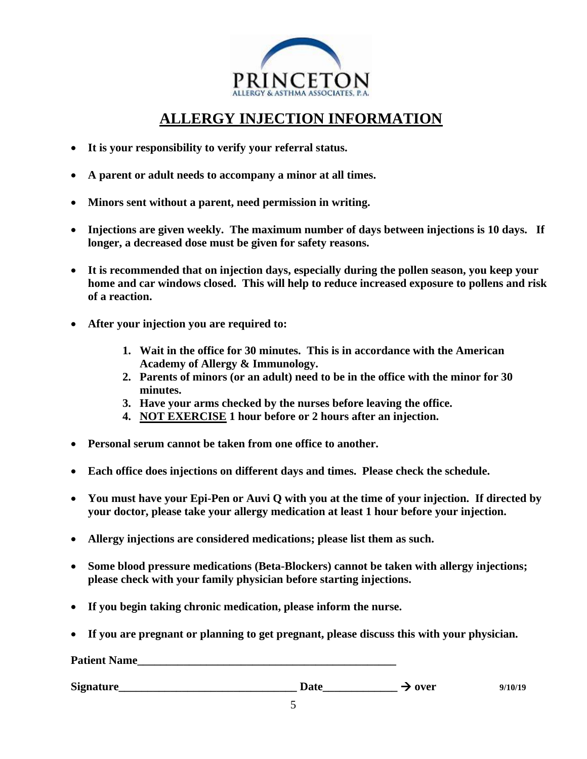PRINCETON
ALLERGY & ASTHMA ASSOCIATES, P.A.

# ALLERGY INJECTION INFORMATION

- **It is your responsibility to verify your referral status.**
- **A parent or adult needs to accompany a minor at all times.**
- **Minors sent without a parent, need permission in writing.**
- **Injections are given weekly. The maximum number of days between injections is 10 days. If longer, a decreased dose must be given for safety reasons.**
- **It is recommended that on injection days, especially during the pollen season, you keep your home and car windows closed. This will help to reduce increased exposure to pollens and risk of a reaction.**
- **After your injection you are required to:**
  1. **Wait in the office for 30 minutes. This is in accordance with the American Academy of Allergy & Immunology.**
  2. **Parents of minors (or an adult) need to be in the office with the minor for 30 minutes.**
  3. **Have your arms checked by the nurses before leaving the office.**
  4. **<u>NOT EXERCISE</u> 1 hour before or 2 hours after an injection.**
- **Personal serum cannot be taken from one office to another.**
- **Each office does injections on different days and times. Please check the schedule.**
- **You must have your Epi-Pen or Auvi Q with you at the time of your injection. If directed by your doctor, please take your allergy medication at least 1 hour before your injection.**
- **Allergy injections are considered medications; please list them as such.**
- **Some blood pressure medications (Beta-Blockers) cannot be taken with allergy injections; please check with your family physician before starting injections.**
- **If you begin taking chronic medication, please inform the nurse.**
- **If you are pregnant or planning to get pregnant, please discuss this with your physician.**

**Patient Name_______________________________________________**

**Signature______________________________ Date____________ → over** **9/10/19**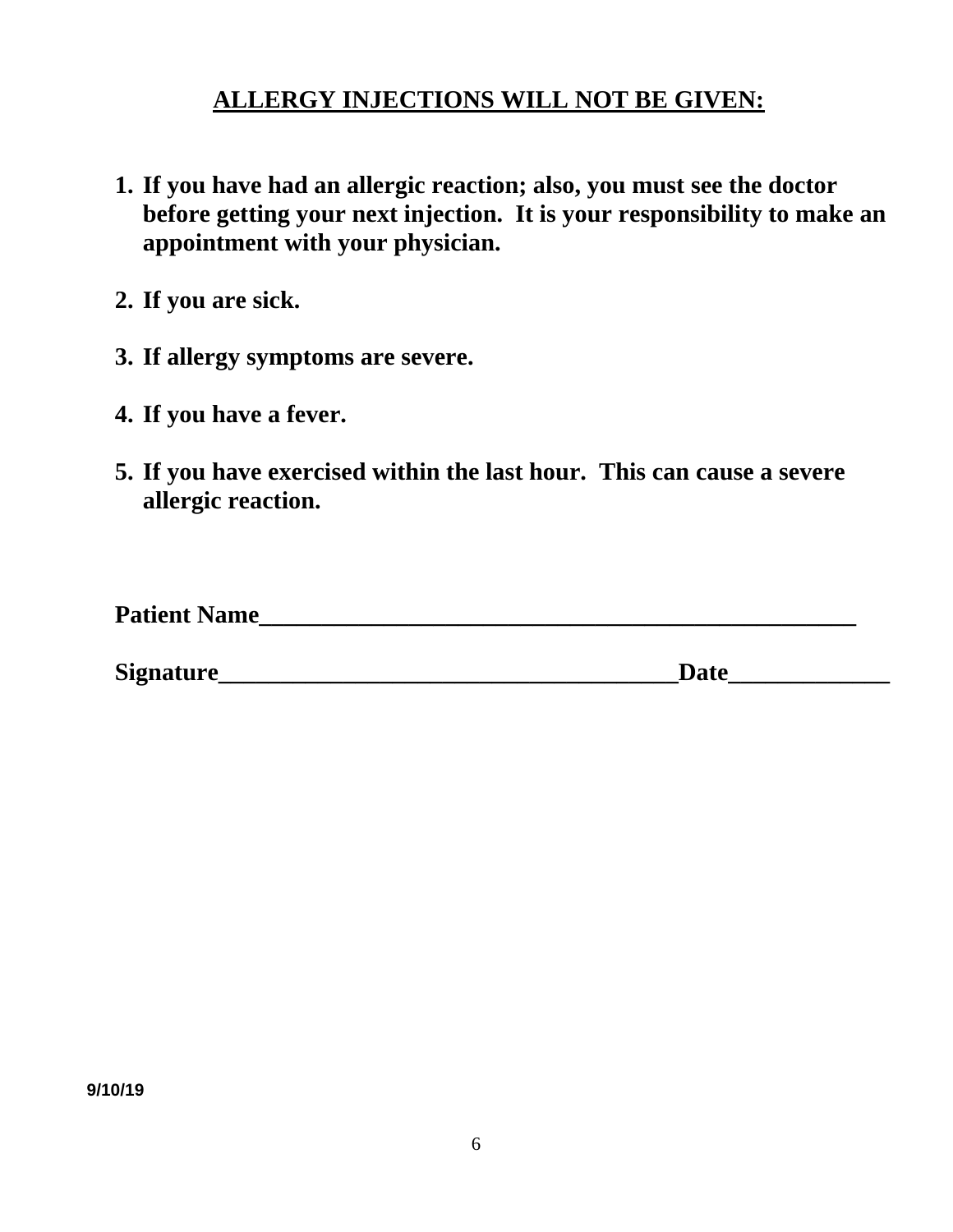## ALLERGY INJECTIONS WILL NOT BE GIVEN:

1. **If you have had an allergic reaction; also, you must see the doctor before getting your next injection. It is your responsibility to make an appointment with your physician.**

2. **If you are sick.**

3. **If allergy symptoms are severe.**

4. **If you have a fever.**

5. **If you have exercised within the last hour. This can cause a severe allergic reaction.**

**Patient Name**___________________________________________________

**Signature**_______________________________________**Date**_____________

**9/10/19**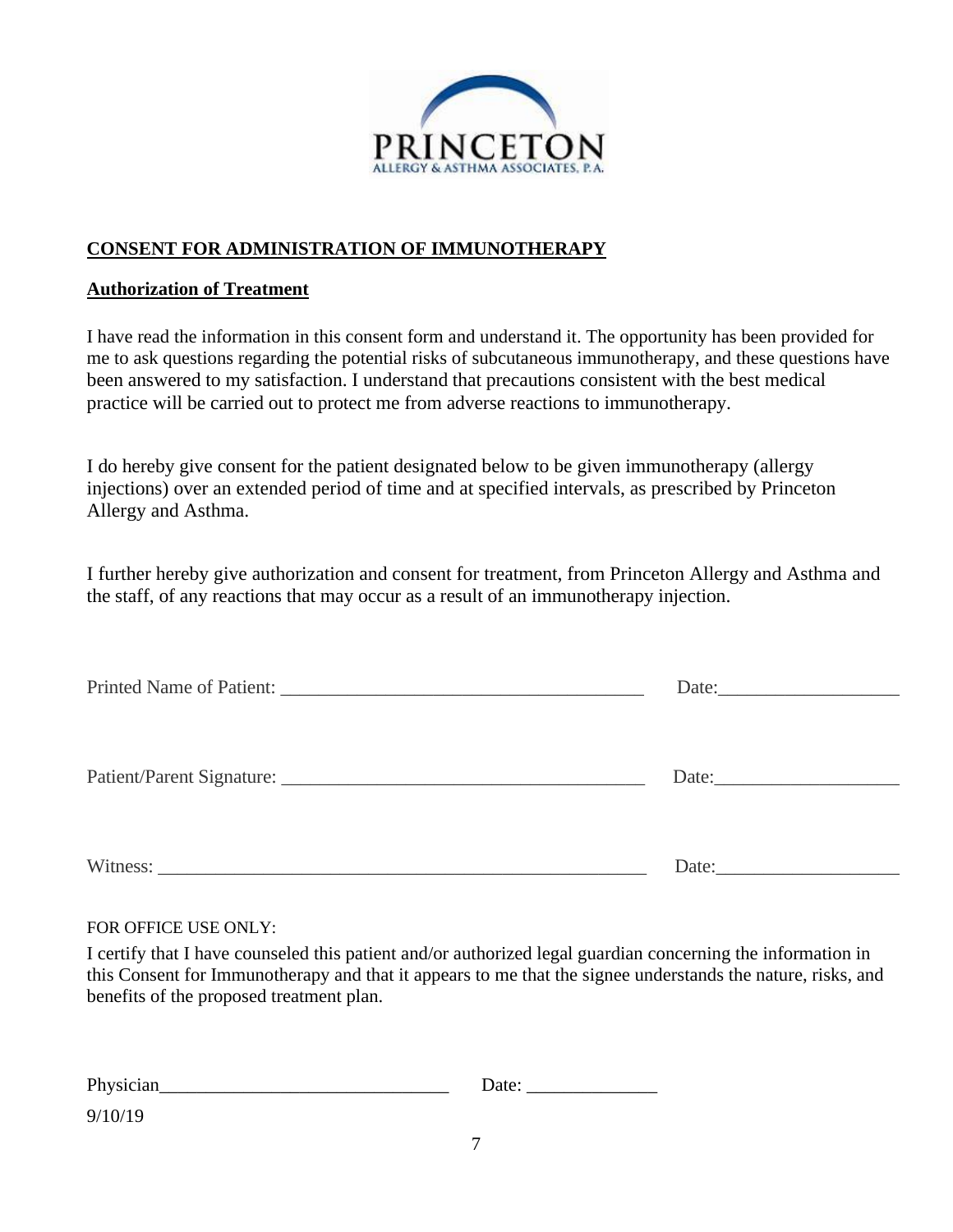PRINCETON
ALLERGY & ASTHMA ASSOCIATES, P.A.

## CONSENT FOR ADMINISTRATION OF IMMUNOTHERAPY

### Authorization of Treatment

I have read the information in this consent form and understand it. The opportunity has been provided for me to ask questions regarding the potential risks of subcutaneous immunotherapy, and these questions have been answered to my satisfaction. I understand that precautions consistent with the best medical practice will be carried out to protect me from adverse reactions to immunotherapy.

I do hereby give consent for the patient designated below to be given immunotherapy (allergy injections) over an extended period of time and at specified intervals, as prescribed by Princeton Allergy and Asthma.

I further hereby give authorization and consent for treatment, from Princeton Allergy and Asthma and the staff, of any reactions that may occur as a result of an immunotherapy injection.

Printed Name of Patient: ______________________________________ Date:__________________

Patient/Parent Signature: ______________________________________ Date:__________________

Witness: ____________________________________________________ Date:__________________

FOR OFFICE USE ONLY:

I certify that I have counseled this patient and/or authorized legal guardian concerning the information in this Consent for Immunotherapy and that it appears to me that the signee understands the nature, risks, and benefits of the proposed treatment plan.

Physician______________________________ Date: ______________

9/10/19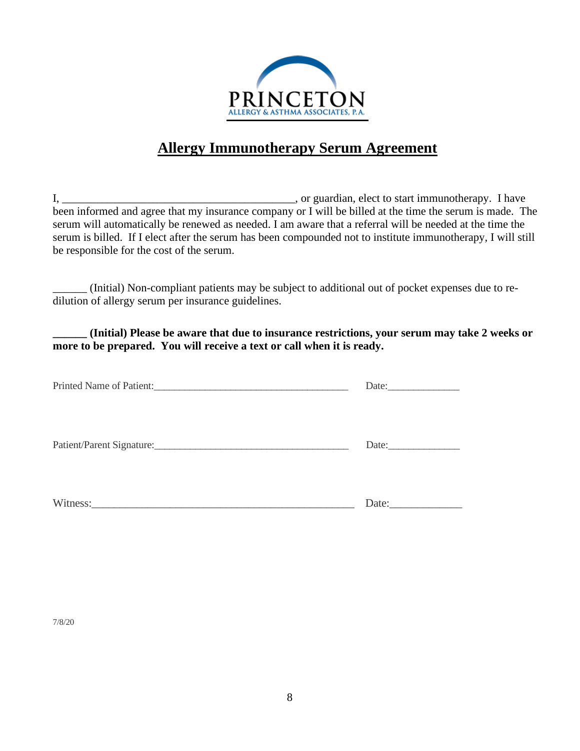PRINCETON
ALLERGY & ASTHMA ASSOCIATES, P.A.

# Allergy Immunotherapy Serum Agreement

I, ________________________________________, or guardian, elect to start immunotherapy. I have been informed and agree that my insurance company or I will be billed at the time the serum is made. The serum will automatically be renewed as needed. I am aware that a referral will be needed at the time the serum is billed. If I elect after the serum has been compounded not to institute immunotherapy, I will still be responsible for the cost of the serum.

______ (Initial) Non-compliant patients may be subject to additional out of pocket expenses due to re-dilution of allergy serum per insurance guidelines.

**______ (Initial) Please be aware that due to insurance restrictions, your serum may take 2 weeks or more to be prepared. You will receive a text or call when it is ready.**

Printed Name of Patient:_____________________________________ Date:_____________

Patient/Parent Signature:_____________________________________ Date:_____________

Witness:________________________________________________ Date:_____________

7/8/20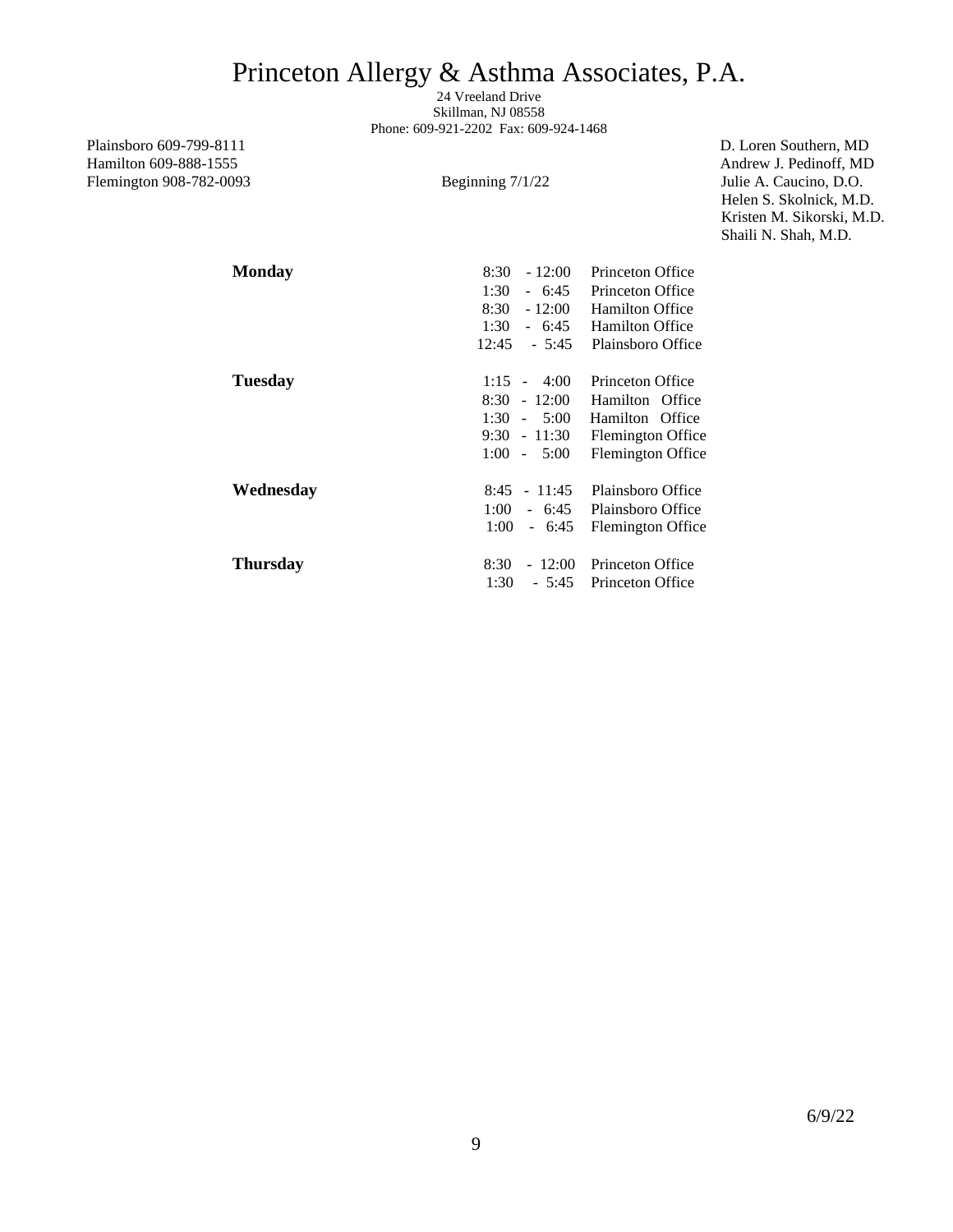# Princeton Allergy & Asthma Associates, P.A.

24 Vreeland Drive
Skillman, NJ 08558
Phone: 609-921-2202 Fax: 609-924-1468

Plainsboro 609-799-8111
Hamilton 609-888-1555
Flemington 908-782-0093

Beginning 7/1/22

D. Loren Southern, MD
Andrew J. Pedinoff, MD
Julie A. Caucino, D.O.
Helen S. Skolnick, M.D.
Kristen M. Sikorski, M.D.
Shaili N. Shah, M.D.

| | | |
|---|---|---|
| **Monday** | 8:30 - 12:00 | Princeton Office |
| | 1:30 - 6:45 | Princeton Office |
| | 8:30 - 12:00 | Hamilton Office |
| | 1:30 - 6:45 | Hamilton Office |
| | 12:45 - 5:45 | Plainsboro Office |
| **Tuesday** | 1:15 - 4:00 | Princeton Office |
| | 8:30 - 12:00 | Hamilton Office |
| | 1:30 - 5:00 | Hamilton Office |
| | 9:30 - 11:30 | Flemington Office |
| | 1:00 - 5:00 | Flemington Office |
| **Wednesday** | 8:45 - 11:45 | Plainsboro Office |
| | 1:00 - 6:45 | Plainsboro Office |
| | 1:00 - 6:45 | Flemington Office |
| **Thursday** | 8:30 - 12:00 | Princeton Office |
| | 1:30 - 5:45 | Princeton Office |

6/9/22